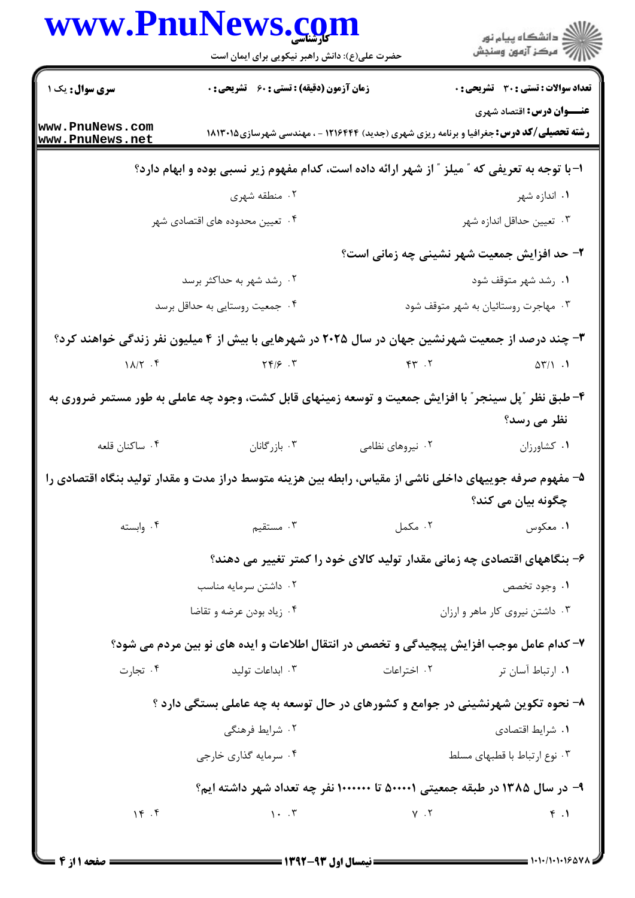**سری سوال:** یک ۱

**زمان آزمون (دقیقه) : تستی : ۶۰ تشریحی : ۰**

**تعداد سوالات : تستی : ۳۰ تشریحی : ۰**

**عنـــوان درس:** اقتصاد شهری

**رشته تحصیلی/کد درس:** جغرافیا و برنامه ریزی شهری (جدید) ۱۲۱۶۴۴۴ - ، مهندسی شهرسازی۱۸۱۳۰۱۵

**۱- با توجه به تعریفی که " میلز " از شهر ارائه داده است، کدام مفهوم زیر نسبی بوده و ابهام دارد؟**

۱. اندازه شهر

۲. منطقه شهری

۳. تعیین حداقل اندازه شهر

۴. تعیین محدوده های اقتصادی شهر

**۲- حد افزایش جمعیت شهر نشینی چه زمانی است؟**

۱. رشد شهر متوقف شود

۲. رشد شهر به حداکثر برسد

۳. مهاجرت روستائیان به شهر متوقف شود

۴. جمعیت روستایی به حداقل برسد

**۳- چند درصد از جمعیت شهرنشین جهان در سال ۲۰۲۵ در شهرهایی با بیش از ۴ میلیون نفر زندگی خواهند کرد؟**

۱. ۵۳/۱

۲. ۴۳

۳. ۲۴/۶

۴. ۱۸/۲

**۴- طبق نظر "پل سینجر" با افزایش جمعیت و توسعه زمینهای قابل کشت، وجود چه عاملی به طور مستمر ضروری به نظر می رسد؟**

۱. کشاورزان

۲. نیروهای نظامی

۳. بازرگانان

۴. ساکنان قلعه

**۵- مفهوم صرفه جوییهای داخلی ناشی از مقیاس، رابطه بین هزینه متوسط دراز مدت و مقدار تولید بنگاه اقتصادی را چگونه بیان می کند؟**

۱. معکوس

۲. مکمل

۳. مستقیم

۴. وابسته

**۶- بنگاههای اقتصادی چه زمانی مقدار تولید کالای خود را کمتر تغییر می دهند؟**

۱. وجود تخصص

۲. داشتن سرمایه مناسب

۳. داشتن نیروی کار ماهر و ارزان

۴. زیاد بودن عرضه و تقاضا

**۷- کدام عامل موجب افزایش پیچیدگی و تخصص در انتقال اطلاعات و ایده های نو بین مردم می شود؟**

۱. ارتباط آسان تر

۲. اختراعات

۳. ابداعات تولید

۴. تجارت

**۸- نحوه تکوین شهرنشینی در جوامع و کشورهای در حال توسعه به چه عاملی بستگی دارد ؟**

۱. شرایط اقتصادی

۲. شرایط فرهنگی

۳. نوع ارتباط با قطبهای مسلط

۴. سرمایه گذاری خارجی

**۹- در سال ۱۳۸۵ در طبقه جمعیتی ۵۰۰۰۰۱ تا ۱۰۰۰۰۰۰ نفر چه تعداد شهر داشته ایم؟**

۱. ۴

۲. ۷

۳. ۱۰

۴. ۱۴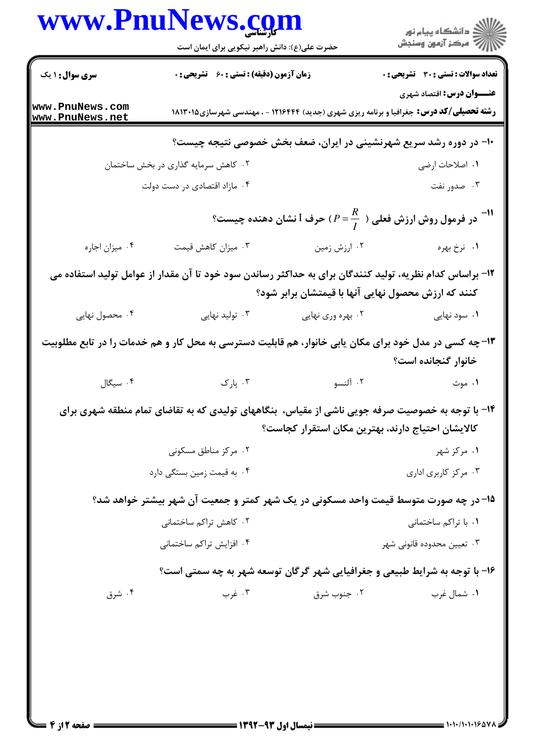۱۰- در دوره رشد سریع شهرنشینی در ایران، ضعف بخش خصوصی نتیجه چیست؟

۱. اصلاحات ارضی
۲. کاهش سرمایه گذاری در بخش ساختمان
۳. صدور نفت
۴. مازاد اقتصادی در دست دولت

۱۱- در فرمول روش ارزش فعلی ( $P=\frac{R}{I}$ ) حرف I نشان دهنده چیست؟

۱. نرخ بهره
۲. ارزش زمین
۳. میزان کاهش قیمت
۴. میزان اجاره

۱۲- براساس کدام نظریه، تولید کنندگان برای به حداکثر رساندن سود خود تا آن مقدار از عوامل تولید استفاده می کنند که ارزش محصول نهایی آنها با قیمتشان برابر شود؟

۱. سود نهایی
۲. بهره وری نهایی
۳. تولید نهایی
۴. محصول نهایی

۱۳- چه کسی در مدل خود برای مکان یابی خانوار، هم قابلیت دسترسی به محل کار و هم خدمات را در تابع مطلوبیت خانوار گنجانده است؟

۱. موث
۲. آلنسو
۳. پارک
۴. سیگال

۱۴- با توجه به خصوصیت صرفه جویی ناشی از مقیاس، بنگاههای تولیدی که به تقاضای تمام منطقه شهری برای کالایشان احتیاج دارند، بهترین مکان استقرار کجاست؟

۱. مرکز شهر
۲. مرکز مناطق مسکونی
۳. مرکز کاربری اداری
۴. به قیمت زمین بستگی دارد

۱۵- در چه صورت متوسط قیمت واحد مسکونی در یک شهر کمتر و جمعیت آن شهر بیشتر خواهد شد؟

۱. با تراکم ساختمانی
۲. کاهش تراکم ساختمانی
۳. تعیین محدوده قانونی شهر
۴. افزایش تراکم ساختمانی

۱۶- با توجه به شرایط طبیعی و جغرافیایی شهر گرگان توسعه شهر به چه سمتی است؟

۱. شمال غرب
۲. جنوب شرق
۳. غرب
۴. شرق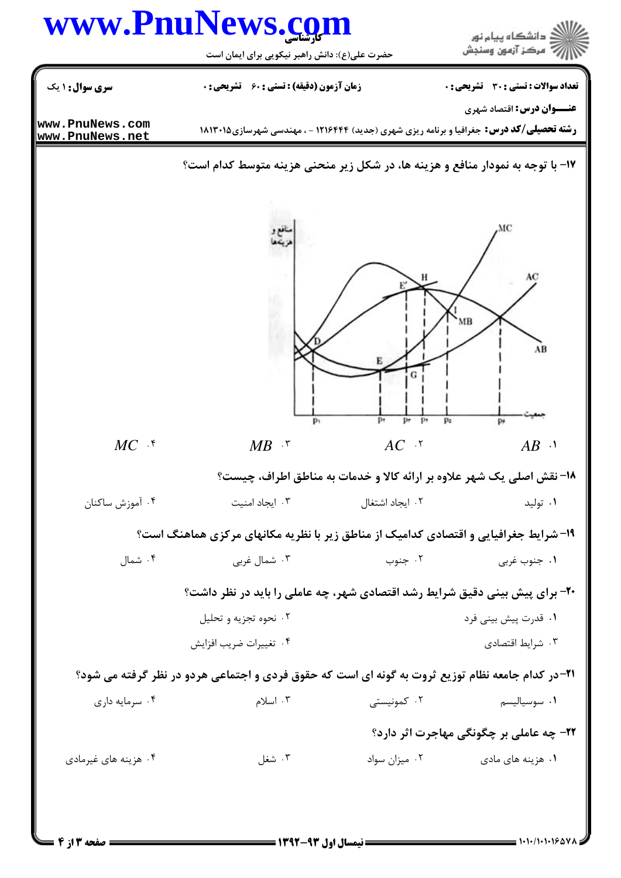**سری سوال:** ۱ یک | **زمان آزمون (دقیقه) : تستی :** ۶۰ **تشریحی :** ۰ | **تعداد سوالات : تستی :** ۳۰ **تشریحی :** ۰

**عنـــوان درس:** اقتصاد شهری

**رشته تحصیلی/کد درس:** جغرافیا و برنامه ریزی شهری (جدید) ۱۲۱۶۴۴۴ - ، مهندسی شهرسازی۱۸۱۳۰۱۵

**۱۷-** با توجه به نمودار منافع و هزینه ها، در شکل زیر منحنی هزینه متوسط کدام است؟

منافع و هزینه‌ها

MC
AC
MB
AB
H
E'
I
D
E
G
جمعیت
p۱ p۲ p۳ p۴ p۵ p۶

۱. $AB$
۲. $AC$
۳. $MB$
۴. $MC$

**۱۸-** نقش اصلی یک شهر علاوه بر ارائه کالا و خدمات به مناطق اطراف، چیست؟

۱. تولید
۲. ایجاد اشتغال
۳. ایجاد امنیت
۴. آموزش ساکنان

**۱۹-** شرایط جغرافیایی و اقتصادی کدامیک از مناطق زیر با نظریه مکانهای مرکزی هماهنگ است؟

۱. جنوب غربی
۲. جنوب
۳. شمال غربی
۴. شمال

**۲۰-** برای پیش بینی دقیق شرایط رشد اقتصادی شهر، چه عاملی را باید در نظر داشت؟

۱. قدرت پیش بینی فرد
۲. نحوه تجزیه و تحلیل
۳. شرایط اقتصادی
۴. تغییرات ضریب افزایش

**۲۱-** در کدام جامعه نظام توزیع ثروت به گونه ای است که حقوق فردی و اجتماعی هردو در نظر گرفته می شود؟

۱. سوسیالیسم
۲. کمونیستی
۳. اسلام
۴. سرمایه داری

**۲۲-** چه عاملی بر چگونگی مهاجرت اثر دارد؟

۱. هزینه های مادی
۲. میزان سواد
۳. شغل
۴. هزینه های غیرمادی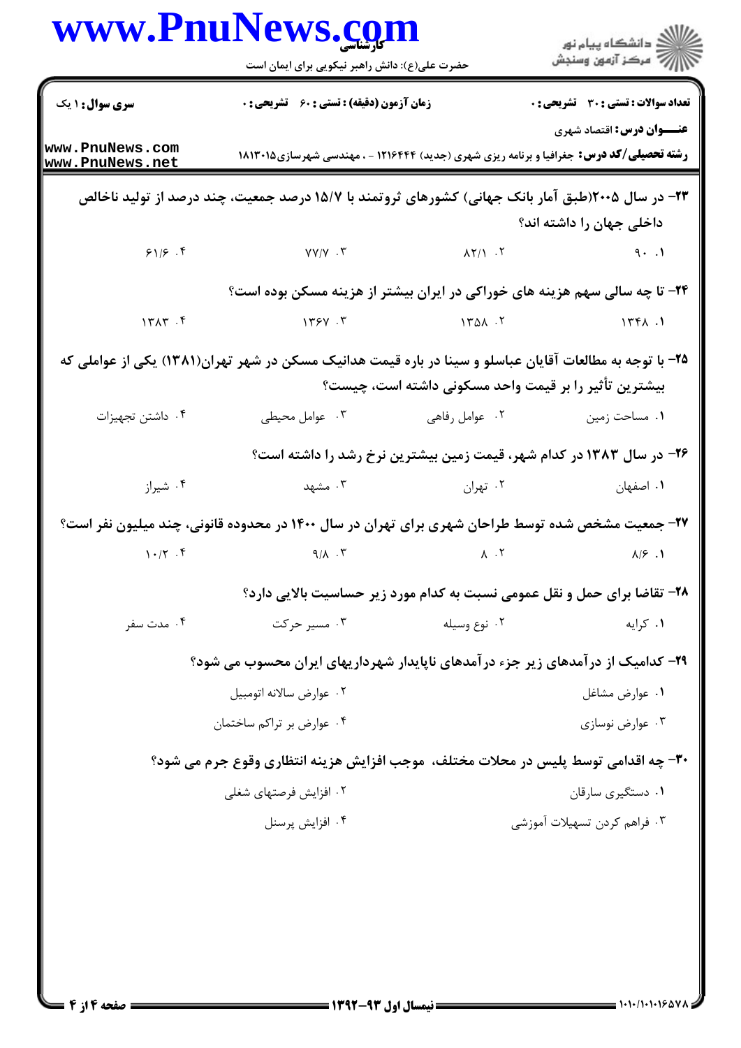۲۳- در سال ۲۰۰۵(طبق آمار بانک جهانی) کشورهای ثروتمند با ۱۵/۷ درصد جمعیت، چند درصد از تولید ناخالص داخلی جهان را داشته اند؟

۱. ۹۰
۲. ۸۲/۱
۳. ۷۷/۷
۴. ۶۱/۶

۲۴- تا چه سالی سهم هزینه های خوراکی در ایران بیشتر از هزینه مسکن بوده است؟

۱. ۱۳۴۸
۲. ۱۳۵۸
۳. ۱۳۶۷
۴. ۱۳۸۳

۲۵- با توجه به مطالعات آقایان عباسلو و سینا در باره قیمت هدانیک مسکن در شهر تهران(۱۳۸۱) یکی از عواملی که بیشترین تأثیر را بر قیمت واحد مسکونی داشته است، چیست؟

۱. مساحت زمین
۲. عوامل رفاهی
۳. عوامل محیطی
۴. داشتن تجهیزات

۲۶- در سال ۱۳۸۳ در کدام شهر، قیمت زمین بیشترین نرخ رشد را داشته است؟

۱. اصفهان
۲. تهران
۳. مشهد
۴. شیراز

۲۷- جمعیت مشخص شده توسط طراحان شهری برای تهران در سال ۱۴۰۰ در محدوده قانونی، چند میلیون نفر است؟

۱. ۸/۶
۲. ۸
۳. ۹/۸
۴. ۱۰/۲

۲۸- تقاضا برای حمل و نقل عمومی نسبت به کدام مورد زیر حساسیت بالایی دارد؟

۱. کرایه
۲. نوع وسیله
۳. مسیر حرکت
۴. مدت سفر

۲۹- کدامیک از درآمدهای زیر جزء درآمدهای ناپایدار شهرداریهای ایران محسوب می شود؟

۱. عوارض مشاغل
۲. عوارض سالانه اتومبیل
۳. عوارض نوسازی
۴. عوارض بر تراکم ساختمان

۳۰- چه اقدامی توسط پلیس در محلات مختلف، موجب افزایش هزینه انتظاری وقوع جرم می شود؟

۱. دستگیری سارقان
۲. افزایش فرصتهای شغلی
۳. فراهم کردن تسهیلات آموزشی
۴. افزایش پرسنل